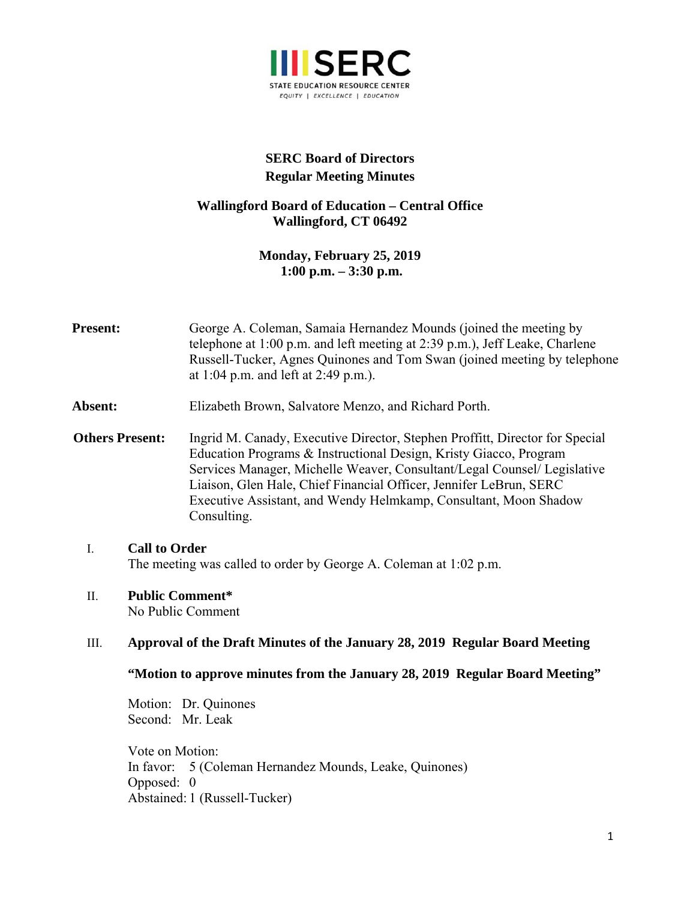**SERC Board of Directors**
**Regular Meeting Minutes**

**Wallingford Board of Education – Central Office**
**Wallingford, CT 06492**

**Monday, February 25, 2019**
**1:00 p.m. – 3:30 p.m.**

**Present:** George A. Coleman, Samaia Hernandez Mounds (joined the meeting by telephone at 1:00 p.m. and left meeting at 2:39 p.m.), Jeff Leake, Charlene Russell-Tucker, Agnes Quinones and Tom Swan (joined meeting by telephone at 1:04 p.m. and left at 2:49 p.m.).

**Absent:** Elizabeth Brown, Salvatore Menzo, and Richard Porth.

**Others Present:** Ingrid M. Canady, Executive Director, Stephen Proffitt, Director for Special Education Programs & Instructional Design, Kristy Giacco, Program Services Manager, Michelle Weaver, Consultant/Legal Counsel/ Legislative Liaison, Glen Hale, Chief Financial Officer, Jennifer LeBrun, SERC Executive Assistant, and Wendy Helmkamp, Consultant, Moon Shadow Consulting.

I. **Call to Order**
The meeting was called to order by George A. Coleman at 1:02 p.m.

II. **Public Comment***
No Public Comment

III. **Approval of the Draft Minutes of the January 28, 2019 Regular Board Meeting**

**"Motion to approve minutes from the January 28, 2019 Regular Board Meeting"**

Motion: Dr. Quinones
Second: Mr. Leak

Vote on Motion:
In favor: 5 (Coleman Hernandez Mounds, Leake, Quinones)
Opposed: 0
Abstained: 1 (Russell-Tucker)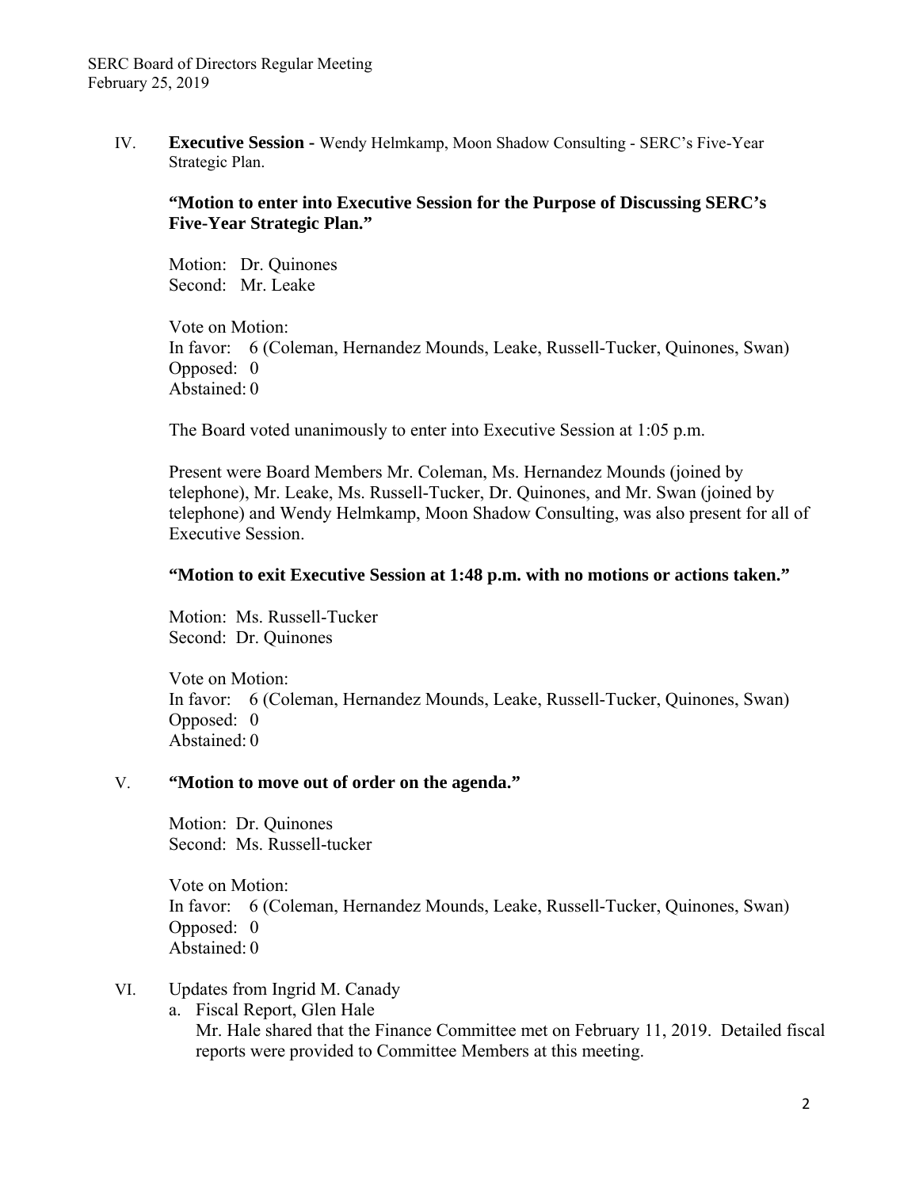IV. **Executive Session -** Wendy Helmkamp, Moon Shadow Consulting - SERC's Five-Year Strategic Plan.

**"Motion to enter into Executive Session for the Purpose of Discussing SERC's Five-Year Strategic Plan."**

Motion: Dr. Quinones
Second: Mr. Leake

Vote on Motion:
In favor: 6 (Coleman, Hernandez Mounds, Leake, Russell-Tucker, Quinones, Swan)
Opposed: 0
Abstained: 0

The Board voted unanimously to enter into Executive Session at 1:05 p.m.

Present were Board Members Mr. Coleman, Ms. Hernandez Mounds (joined by telephone), Mr. Leake, Ms. Russell-Tucker, Dr. Quinones, and Mr. Swan (joined by telephone) and Wendy Helmkamp, Moon Shadow Consulting, was also present for all of Executive Session.

**"Motion to exit Executive Session at 1:48 p.m. with no motions or actions taken."**

Motion: Ms. Russell-Tucker
Second: Dr. Quinones

Vote on Motion:
In favor: 6 (Coleman, Hernandez Mounds, Leake, Russell-Tucker, Quinones, Swan)
Opposed: 0
Abstained: 0

V. **"Motion to move out of order on the agenda."**

Motion: Dr. Quinones
Second: Ms. Russell-tucker

Vote on Motion:
In favor: 6 (Coleman, Hernandez Mounds, Leake, Russell-Tucker, Quinones, Swan)
Opposed: 0
Abstained: 0

VI. Updates from Ingrid M. Canady

a. Fiscal Report, Glen Hale
   Mr. Hale shared that the Finance Committee met on February 11, 2019. Detailed fiscal reports were provided to Committee Members at this meeting.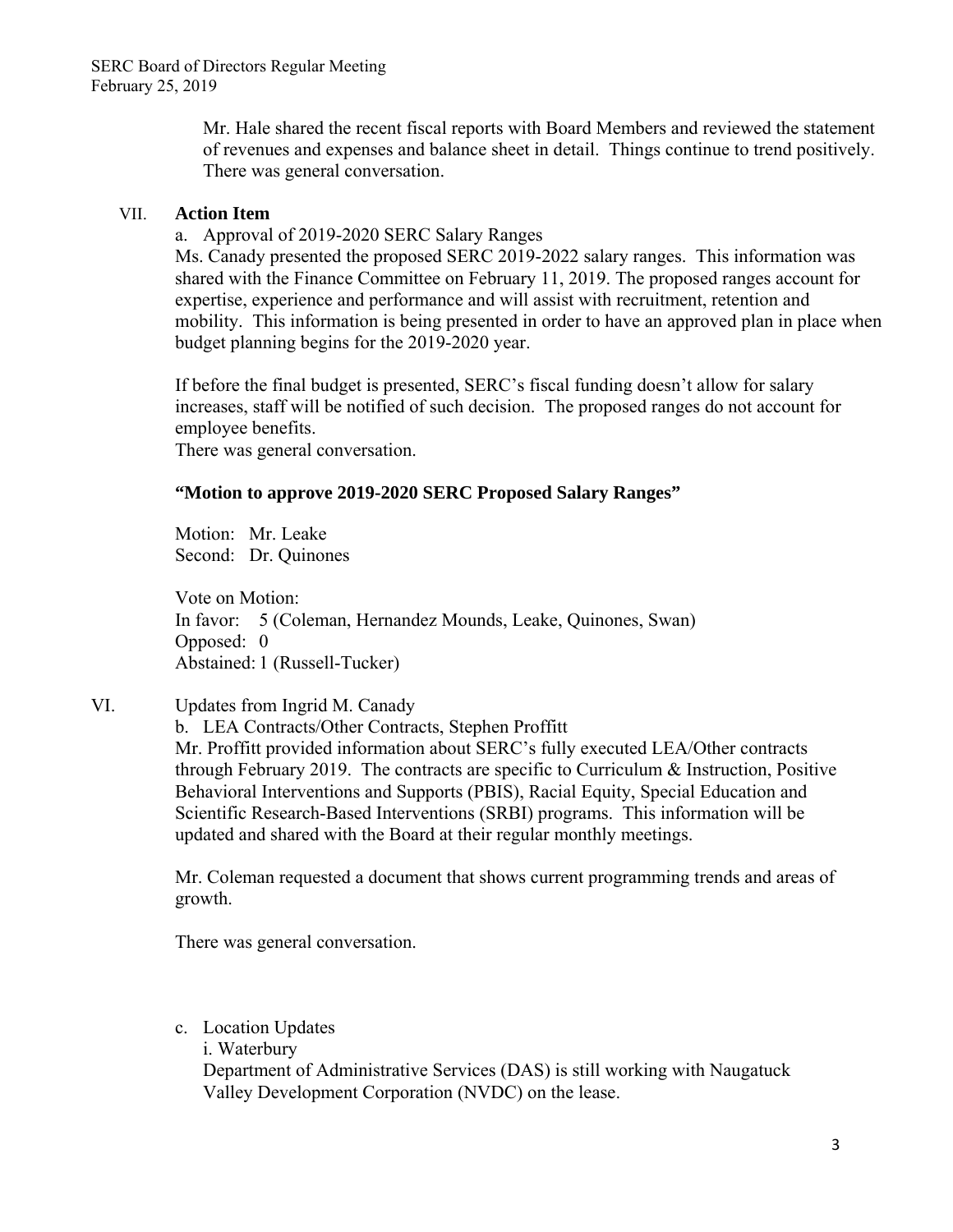Mr. Hale shared the recent fiscal reports with Board Members and reviewed the statement of revenues and expenses and balance sheet in detail. Things continue to trend positively. There was general conversation.

VII. **Action Item**

a. Approval of 2019-2020 SERC Salary Ranges

Ms. Canady presented the proposed SERC 2019-2022 salary ranges. This information was shared with the Finance Committee on February 11, 2019. The proposed ranges account for expertise, experience and performance and will assist with recruitment, retention and mobility. This information is being presented in order to have an approved plan in place when budget planning begins for the 2019-2020 year.

If before the final budget is presented, SERC's fiscal funding doesn't allow for salary increases, staff will be notified of such decision. The proposed ranges do not account for employee benefits.

There was general conversation.

**"Motion to approve 2019-2020 SERC Proposed Salary Ranges"**

Motion: Mr. Leake
Second: Dr. Quinones

Vote on Motion:
In favor: 5 (Coleman, Hernandez Mounds, Leake, Quinones, Swan)
Opposed: 0
Abstained: 1 (Russell-Tucker)

VI. Updates from Ingrid M. Canady

b. LEA Contracts/Other Contracts, Stephen Proffitt

Mr. Proffitt provided information about SERC's fully executed LEA/Other contracts through February 2019. The contracts are specific to Curriculum & Instruction, Positive Behavioral Interventions and Supports (PBIS), Racial Equity, Special Education and Scientific Research-Based Interventions (SRBI) programs. This information will be updated and shared with the Board at their regular monthly meetings.

Mr. Coleman requested a document that shows current programming trends and areas of growth.

There was general conversation.

c. Location Updates

i. Waterbury

Department of Administrative Services (DAS) is still working with Naugatuck Valley Development Corporation (NVDC) on the lease.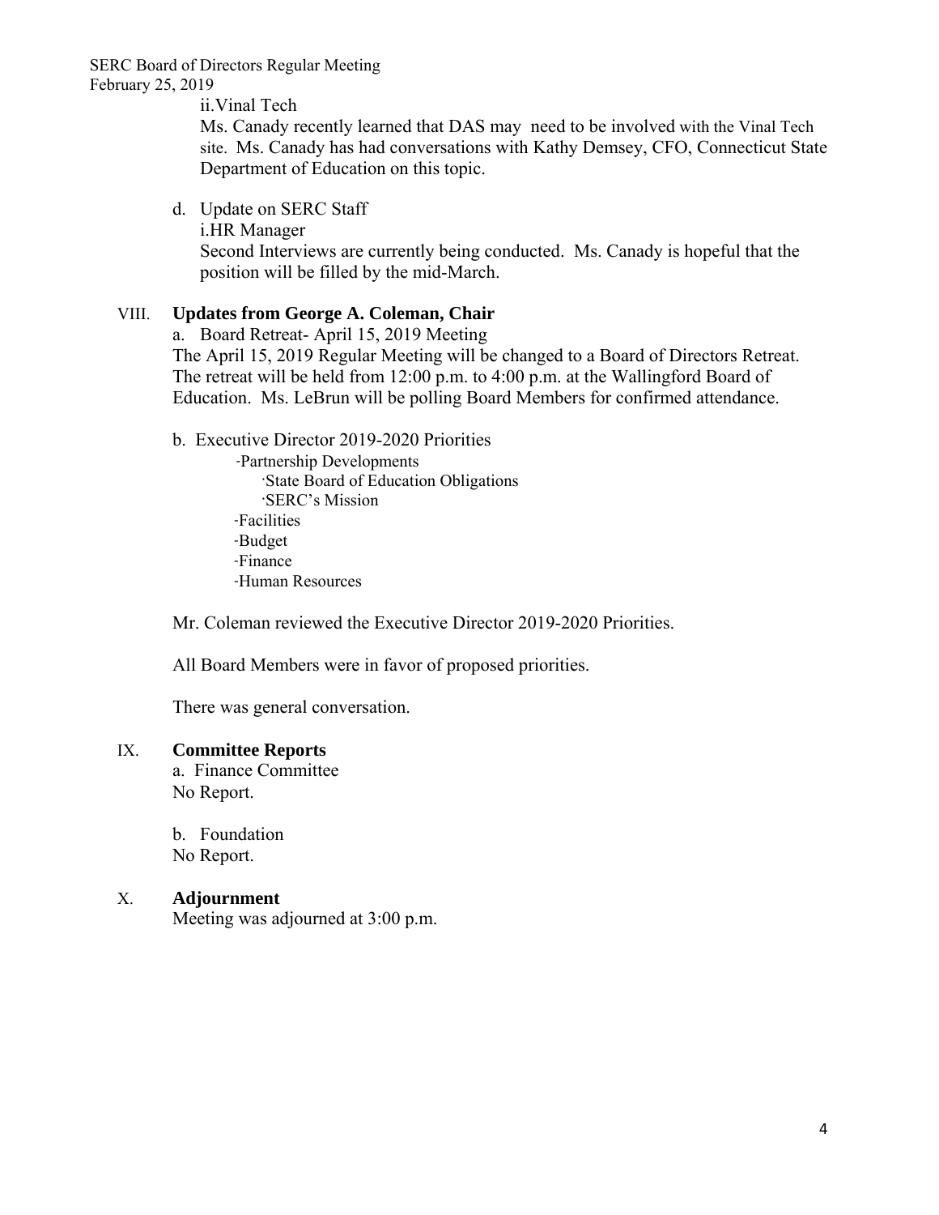ii.Vinal Tech

Ms. Canady recently learned that DAS may need to be involved with the Vinal Tech site. Ms. Canady has had conversations with Kathy Demsey, CFO, Connecticut State Department of Education on this topic.

d. Update on SERC Staff

i.HR Manager

Second Interviews are currently being conducted. Ms. Canady is hopeful that the position will be filled by the mid-March.

## VIII. Updates from George A. Coleman, Chair

a. Board Retreat- April 15, 2019 Meeting

The April 15, 2019 Regular Meeting will be changed to a Board of Directors Retreat. The retreat will be held from 12:00 p.m. to 4:00 p.m. at the Wallingford Board of Education. Ms. LeBrun will be polling Board Members for confirmed attendance.

b. Executive Director 2019-2020 Priorities

- Partnership Developments
  - State Board of Education Obligations
  - SERC's Mission
- Facilities
- Budget
- Finance
- Human Resources

Mr. Coleman reviewed the Executive Director 2019-2020 Priorities.

All Board Members were in favor of proposed priorities.

There was general conversation.

## IX. Committee Reports

a. Finance Committee

No Report.

b. Foundation

No Report.

## X. Adjournment

Meeting was adjourned at 3:00 p.m.